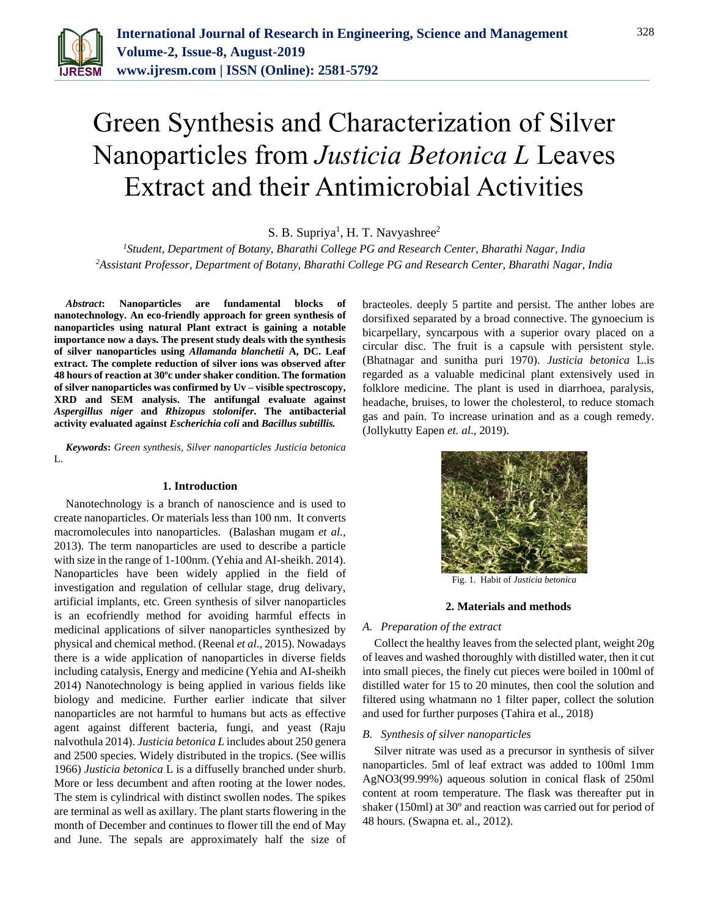# Green Synthesis and Characterization of Silver Nanoparticles from *Justicia Betonica L* Leaves Extract and their Antimicrobial Activities

S. B. Supriya[1], H. T. Navyashree[2]

[1]*Student, Department of Botany, Bharathi College PG and Research Center, Bharathi Nagar, India*
[2]*Assistant Professor, Department of Botany, Bharathi College PG and Research Center, Bharathi Nagar, India*

***Abstract*: Nanoparticles are fundamental blocks of nanotechnology. An eco-friendly approach for green synthesis of nanoparticles using natural Plant extract is gaining a notable importance now a days. The present study deals with the synthesis of silver nanoparticles using *Allamanda blanchetii* A, DC. Leaf extract. The complete reduction of silver ions was observed after 48 hours of reaction at 30ºc under shaker condition. The formation of silver nanoparticles was confirmed by Uv – visible spectroscopy, XRD and SEM analysis. The antifungal evaluate against *Aspergillus niger* and *Rhizopus stolonifer*. The antibacterial activity evaluated against *Escherichia coli* and *Bacillus subtillis.***

***Keywords*:** *Green synthesis, Silver nanoparticles Justicia betonica* L.

## 1. Introduction

Nanotechnology is a branch of nanoscience and is used to create nanoparticles. Or materials less than 100 nm. It converts macromolecules into nanoparticles. (Balashan mugam *et al.,* 2013). The term nanoparticles are used to describe a particle with size in the range of 1-100nm. (Yehia and AI-sheikh. 2014). Nanoparticles have been widely applied in the field of investigation and regulation of cellular stage, drug delivery, artificial implants, etc. Green synthesis of silver nanoparticles is an ecofriendly method for avoiding harmful effects in medicinal applications of silver nanoparticles synthesized by physical and chemical method. (Reenal *et al.,* 2015). Nowadays there is a wide application of nanoparticles in diverse fields including catalysis, Energy and medicine (Yehia and AI-sheikh 2014) Nanotechnology is being applied in various fields like biology and medicine. Further earlier indicate that silver nanoparticles are not harmful to humans but acts as effective agent against different bacteria, fungi, and yeast (Raju nalvothula 2014). *Justicia betonica L* includes about 250 genera and 2500 species. Widely distributed in the tropics. (See willis 1966) *Justicia betonica* L is a diffuselly branched under shurb. More or less decumbent and aften rooting at the lower nodes. The stem is cylindrical with distinct swollen nodes. The spikes are terminal as well as axillary. The plant starts flowering in the month of December and continues to flower till the end of May and June. The sepals are approximately half the size of bracteoles. deeply 5 partite and persist. The anther lobes are dorsifixed separated by a broad connective. The gynoecium is bicarpellary, syncarpous with a superior ovary placed on a circular disc. The fruit is a capsule with persistent style. (Bhatnagar and sunitha puri 1970). *Justicia betonica* L.is regarded as a valuable medicinal plant extensively used in folklore medicine. The plant is used in diarrhoea, paralysis, headache, bruises, to lower the cholesterol, to reduce stomach gas and pain. To increase urination and as a cough remedy. (Jollykutty Eapen *et. al*., 2019).

Fig. 1. Habit of *Justicia betonica*

## 2. Materials and methods

### *A. Preparation of the extract*

Collect the healthy leaves from the selected plant, weight 20g of leaves and washed thoroughly with distilled water, then it cut into small pieces, the finely cut pieces were boiled in 100ml of distilled water for 15 to 20 minutes, then cool the solution and filtered using whatmann no 1 filter paper, collect the solution and used for further purposes (Tahira et al., 2018)

### *B. Synthesis of silver nanoparticles*

Silver nitrate was used as a precursor in synthesis of silver nanoparticles. 5ml of leaf extract was added to 100ml 1mm $AgNO_3$(99.99%) aqueous solution in conical flask of 250ml content at room temperature. The flask was thereafter put in shaker (150ml) at 30º and reaction was carried out for period of 48 hours. (Swapna et. al., 2012).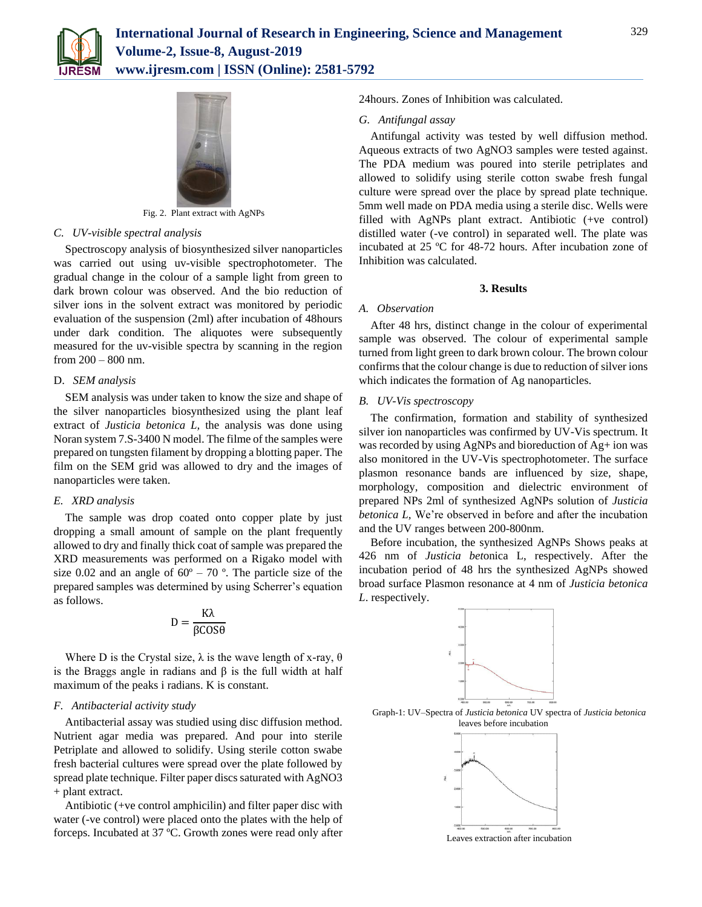Fig. 2. Plant extract with AgNPs

### *C. UV-visible spectral analysis*

Spectroscopy analysis of biosynthesized silver nanoparticles was carried out using uv-visible spectrophotometer. The gradual change in the colour of a sample light from green to dark brown colour was observed. And the bio reduction of silver ions in the solvent extract was monitored by periodic evaluation of the suspension (2ml) after incubation of 48hours under dark condition. The aliquotes were subsequently measured for the uv-visible spectra by scanning in the region from 200 – 800 nm.

### D. *SEM analysis*

SEM analysis was under taken to know the size and shape of the silver nanoparticles biosynthesized using the plant leaf extract of *Justicia betonica L,* the analysis was done using Noran system 7.S-3400 N model. The filme of the samples were prepared on tungsten filament by dropping a blotting paper. The film on the SEM grid was allowed to dry and the images of nanoparticles were taken.

### *E. XRD analysis*

The sample was drop coated onto copper plate by just dropping a small amount of sample on the plant frequently allowed to dry and finally thick coat of sample was prepared the XRD measurements was performed on a Rigako model with size 0.02 and an angle of $60^{o} – 70^{o}$. The particle size of the prepared samples was determined by using Scherrer's equation as follows.

$$D = \frac{K\lambda}{\beta COS\theta}$$

Where D is the Crystal size, $\lambda$ is the wave length of x-ray, $\theta$ is the Braggs angle in radians and $\beta$ is the full width at half maximum of the peaks i radians. K is constant.

### *F. Antibacterial activity study*

Antibacterial assay was studied using disc diffusion method. Nutrient agar media was prepared. And pour into sterile Petriplate and allowed to solidify. Using sterile cotton swabe fresh bacterial cultures were spread over the plate followed by spread plate technique. Filter paper discs saturated with $AgNO_3$ + plant extract.

Antibiotic (+ve control amphicilin) and filter paper disc with water (-ve control) were placed onto the plates with the help of forceps. Incubated at 37 ºC. Growth zones were read only after 24hours. Zones of Inhibition was calculated.

### *G. Antifungal assay*

Antifungal activity was tested by well diffusion method. Aqueous extracts of two $AgNO_3$ samples were tested against. The PDA medium was poured into sterile petriplates and allowed to solidify using sterile cotton swabe fresh fungal culture were spread over the place by spread plate technique. 5mm well made on PDA media using a sterile disc. Wells were filled with AgNPs plant extract. Antibiotic (+ve control) distilled water (-ve control) in separated well. The plate was incubated at 25 ºC for 48-72 hours. After incubation zone of Inhibition was calculated.

## 3. Results

### *A. Observation*

After 48 hrs, distinct change in the colour of experimental sample was observed. The colour of experimental sample turned from light green to dark brown colour. The brown colour confirms that the colour change is due to reduction of silver ions which indicates the formation of Ag nanoparticles.

### *B. UV-Vis spectroscopy*

The confirmation, formation and stability of synthesized silver ion nanoparticles was confirmed by UV-Vis spectrum. It was recorded by using AgNPs and bioreduction of $Ag^{+}$ ion was also monitored in the UV-Vis spectrophotometer. The surface plasmon resonance bands are influenced by size, shape, morphology, composition and dielectric environment of prepared NPs 2ml of synthesized AgNPs solution of *Justicia betonica L,* We're observed in before and after the incubation and the UV ranges between 200-800nm.

Before incubation, the synthesized AgNPs Shows peaks at 426 nm of *Justicia bet*onica L, respectively. After the incubation period of 48 hrs the synthesized AgNPs showed broad surface Plasmon resonance at 4 nm of *Justicia betonica L*. respectively.

Graph-1: UV–Spectra of *Justicia betonica* UV spectra of *Justicia betonica* leaves before incubation

Leaves extraction after incubation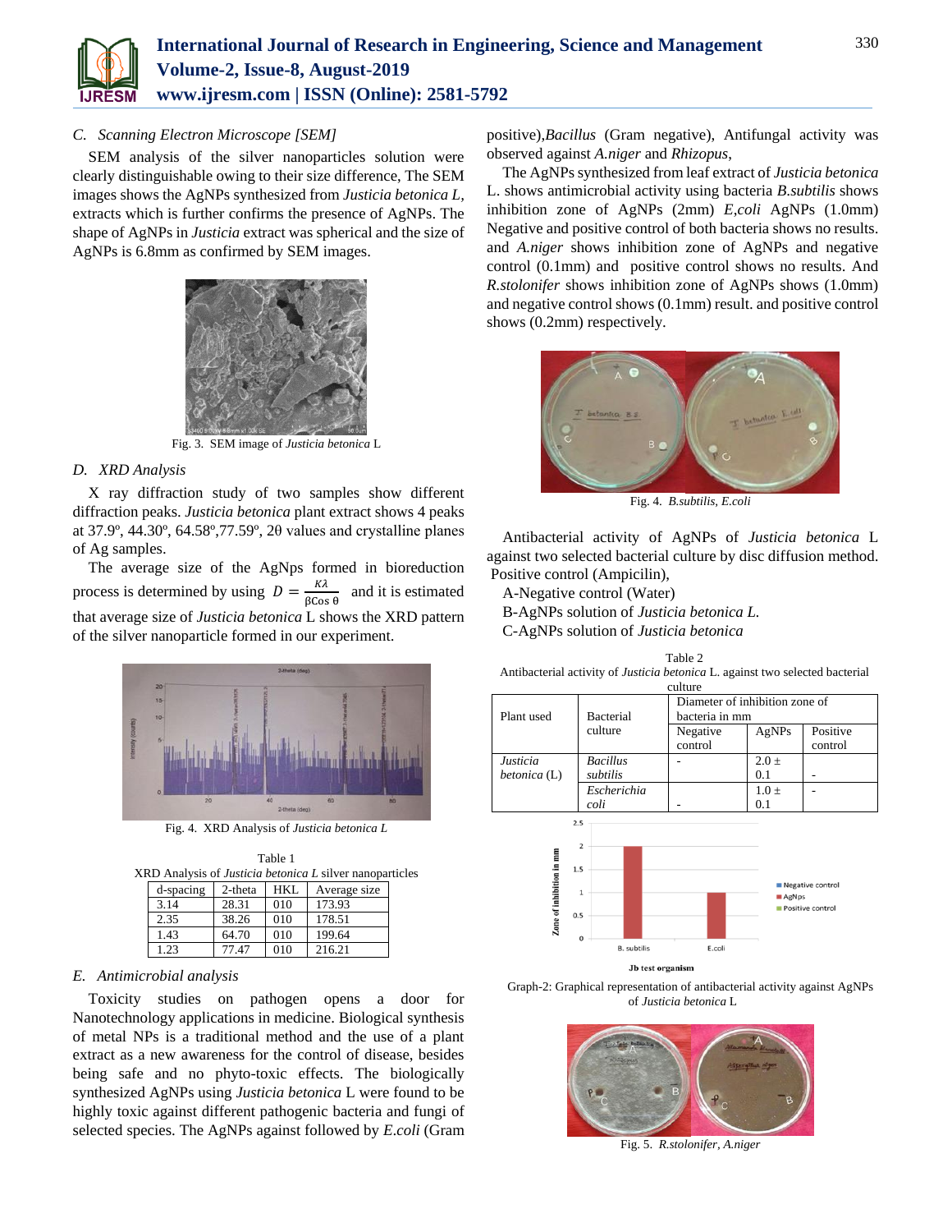### C. Scanning Electron Microscope [SEM]

SEM analysis of the silver nanoparticles solution were clearly distinguishable owing to their size difference, The SEM images shows the AgNPs synthesized from *Justicia betonica L*, extracts which is further confirms the presence of AgNPs. The shape of AgNPs in *Justicia* extract was spherical and the size of AgNPs is 6.8mm as confirmed by SEM images.

Fig. 3. SEM image of *Justicia betonica* L

### D. XRD Analysis

X ray diffraction study of two samples show different diffraction peaks. *Justicia betonica* plant extract shows 4 peaks at 37.9º, 44.30º, 64.58º,77.59º, 2θ values and crystalline planes of Ag samples.

The average size of the AgNps formed in bioreduction process is determined by using $D = \frac{K\lambda}{\beta \text{Cos}\,\theta}$ and it is estimated that average size of *Justicia betonica* L shows the XRD pattern of the silver nanoparticle formed in our experiment.

Fig. 4. XRD Analysis of *Justicia betonica L*

Table 1
XRD Analysis of *Justicia betonica L* silver nanoparticles

| d-spacing | 2-theta | HKL | Average size |
|---|---|---|---|
| 3.14 | 28.31 | 010 | 173.93 |
| 2.35 | 38.26 | 010 | 178.51 |
| 1.43 | 64.70 | 010 | 199.64 |
| 1.23 | 77.47 | 010 | 216.21 |

### E. Antimicrobial analysis

Toxicity studies on pathogen opens a door for Nanotechnology applications in medicine. Biological synthesis of metal NPs is a traditional method and the use of a plant extract as a new awareness for the control of disease, besides being safe and no phyto-toxic effects. The biologically synthesized AgNPs using *Justicia betonica* L were found to be highly toxic against different pathogenic bacteria and fungi of selected species. The AgNPs against followed by *E.coli* (Gram positive),*Bacillus* (Gram negative), Antifungal activity was observed against *A.niger* and *Rhizopus*,

The AgNPs synthesized from leaf extract of *Justicia betonica* L. shows antimicrobial activity using bacteria *B.subtilis* shows inhibition zone of AgNPs (2mm) *E,coli* AgNPs (1.0mm) Negative and positive control of both bacteria shows no results. and *A.niger* shows inhibition zone of AgNPs and negative control (0.1mm) and positive control shows no results. And *R.stolonifer* shows inhibition zone of AgNPs shows (1.0mm) and negative control shows (0.1mm) result. and positive control shows (0.2mm) respectively.

Fig. 4. *B.subtilis*, *E.coli*

Antibacterial activity of AgNPs of *Justicia betonica* L against two selected bacterial culture by disc diffusion method.
Positive control (Ampicilin),
A-Negative control (Water)
B-AgNPs solution of *Justicia betonica L.*
C-AgNPs solution of *Justicia betonica*

Table 2
Antibacterial activity of *Justicia betonica* L. against two selected bacterial culture

| Plant used | Bacterial culture | Diameter of inhibition zone of bacteria in mm | | |
|---|---|---|---|---|
| | | Negative control | AgNPs | Positive control |
| *Justicia betonica* (L) | *Bacillus subtilis* | - | 2.0 ± 0.1 | - |
| | *Escherichia coli* | - | 1.0 ± 0.1 | - |

Graph-2: Graphical representation of antibacterial activity against AgNPs of *Justicia betonica* L

Fig. 5. *R.stolonifer*, *A.niger*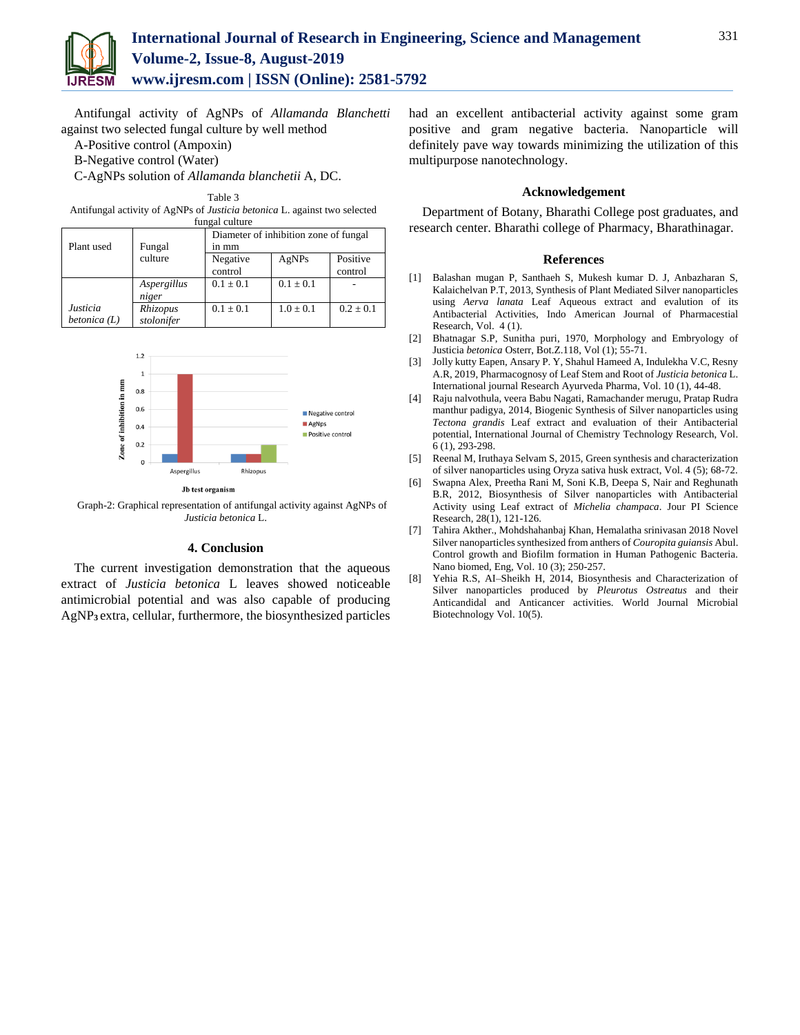Antifungal activity of AgNPs of *Allamanda Blanchetti* against two selected fungal culture by well method

A-Positive control (Ampoxin)

B-Negative control (Water)

C-AgNPs solution of *Allamanda blanchetii* A, DC.

Table 3
Antifungal activity of AgNPs of *Justicia betonica* L. against two selected fungal culture

| Plant used | Fungal culture | Diameter of inhibition zone of fungal in mm | | |
|---|---|---|---|---|
| | | Negative control | AgNPs | Positive control |
| *Justicia betonica (L)* | *Aspergillus niger* | 0.1 ± 0.1 | 0.1 ± 0.1 | - |
| | *Rhizopus stolonifer* | 0.1 ± 0.1 | 1.0 ± 0.1 | 0.2 ± 0.1 |

1.2
1
0.8
0.6
0.4
0.2
0
Zone of inhibition in mm
Aspergillus
Rhizopus
Jb test organism
Negative control
AgNps
Positive control

Graph-2: Graphical representation of antifungal activity against AgNPs of *Justicia betonica* L.

## 4. Conclusion

The current investigation demonstration that the aqueous extract of *Justicia betonica* L leaves showed noticeable antimicrobial potential and was also capable of producing AgNP₃ extra, cellular, furthermore, the biosynthesized particles had an excellent antibacterial activity against some gram positive and gram negative bacteria. Nanoparticle will definitely pave way towards minimizing the utilization of this multipurpose nanotechnology.

## Acknowledgement

Department of Botany, Bharathi College post graduates, and research center. Bharathi college of Pharmacy, Bharathinagar.

## References

[1] Balashan mugan P, Santhaeh S, Mukesh kumar D. J, Anbazharan S, Kalaichelvan P.T, 2013, Synthesis of Plant Mediated Silver nanoparticles using *Aerva lanata* Leaf Aqueous extract and evalution of its Antibacterial Activities, Indo American Journal of Pharmacestial Research, Vol. 4 (1).

[2] Bhatnagar S.P, Sunitha puri, 1970, Morphology and Embryology of Justicia *betonica* Osterr, Bot.Z.118, Vol (1); 55-71.

[3] Jolly kutty Eapen, Ansary P. Y, Shahul Hameed A, Indulekha V.C, Resny A.R, 2019, Pharmacognosy of Leaf Stem and Root of *Justicia betonica* L. International journal Research Ayurveda Pharma, Vol. 10 (1), 44-48.

[4] Raju nalvothula, veera Babu Nagati, Ramachander merugu, Pratap Rudra manthur padigya, 2014, Biogenic Synthesis of Silver nanoparticles using *Tectona grandis* Leaf extract and evaluation of their Antibacterial potential, International Journal of Chemistry Technology Research, Vol. 6 (1), 293-298.

[5] Reenal M, Iruthaya Selvam S, 2015, Green synthesis and characterization of silver nanoparticles using Oryza sativa husk extract, Vol. 4 (5); 68-72.

[6] Swapna Alex, Preetha Rani M, Soni K.B, Deepa S, Nair and Reghunath B.R, 2012, Biosynthesis of Silver nanoparticles with Antibacterial Activity using Leaf extract of *Michelia champaca*. Jour PI Science Research, 28(1), 121-126.

[7] Tahira Akther., Mohdshahanbaj Khan, Hemalatha srinivasan 2018 Novel Silver nanoparticles synthesized from anthers of *Couropita guiansis* Abul. Control growth and Biofilm formation in Human Pathogenic Bacteria. Nano biomed, Eng, Vol. 10 (3); 250-257.

[8] Yehia R.S, AI–Sheikh H, 2014, Biosynthesis and Characterization of Silver nanoparticles produced by *Pleurotus Ostreatus* and their Anticandidal and Anticancer activities. World Journal Microbial Biotechnology Vol. 10(5).